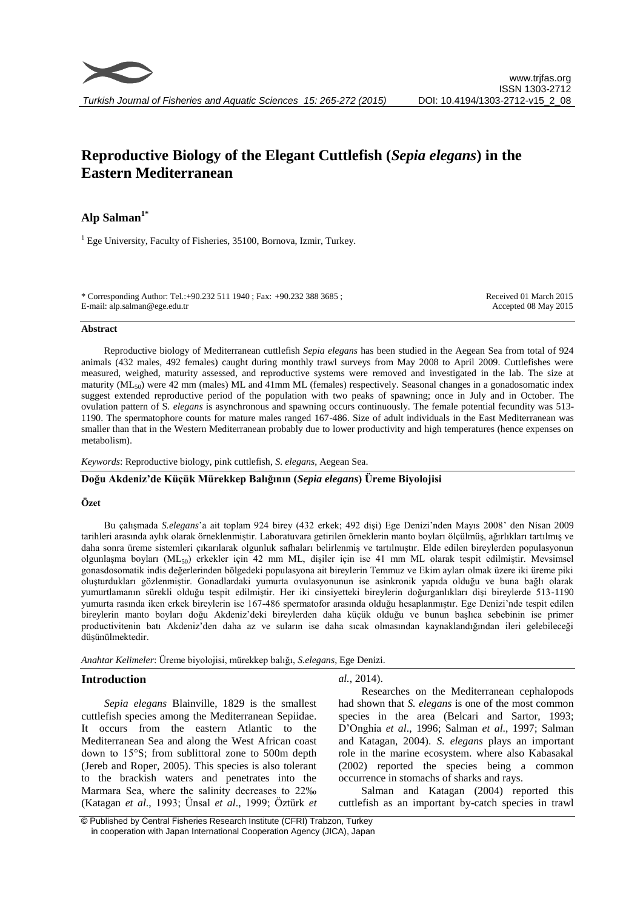# Reproductive Biology of the Elegant Cuttlefish (*Sepia elegans*) in the Eastern Mediterranean

**Alp Salman**[1*]

[1] Ege University, Faculty of Fisheries, 35100, Bornova, Izmir, Turkey.

\* Corresponding Author: Tel.:+90.232 511 1940 ; Fax: +90.232 388 3685 ;
E-mail: alp.salman@ege.edu.tr

Received 01 March 2015
Accepted 08 May 2015

### Abstract

Reproductive biology of Mediterranean cuttlefish *Sepia elegans* has been studied in the Aegean Sea from total of 924 animals (432 males, 492 females) caught during monthly trawl surveys from May 2008 to April 2009. Cuttlefishes were measured, weighed, maturity assessed, and reproductive systems were removed and investigated in the lab. The size at maturity ($ML_{50}$) were 42 mm (males) ML and 41mm ML (females) respectively. Seasonal changes in a gonadosomatic index suggest extended reproductive period of the population with two peaks of spawning; once in July and in October. The ovulation pattern of S. *elegans* is asynchronous and spawning occurs continuously. The female potential fecundity was 513-1190. The spermatophore counts for mature males ranged 167-486. Size of adult individuals in the East Mediterranean was smaller than that in the Western Mediterranean probably due to lower productivity and high temperatures (hence expenses on metabolism).

*Keywords*: Reproductive biology, pink cuttlefish, *S. elegans*, Aegean Sea.

## Doğu Akdeniz'de Küçük Mürekkep Balığının (*Sepia elegans*) Üreme Biyolojisi

### Özet

Bu çalışmada *S.elegans*'a ait toplam 924 birey (432 erkek; 492 dişi) Ege Denizi'nden Mayıs 2008' den Nisan 2009 tarihleri arasında aylık olarak örneklenmiştir. Laboratuvara getirilen örneklerin manto boyları ölçülmüş, ağırlıkları tartılmış ve daha sonra üreme sistemleri çıkarılarak olgunluk safhaları belirlenmiş ve tartılmıştır. Elde edilen bireylerden populasyonun olgunlaşma boyları ($ML_{50}$) erkekler için 42 mm ML, dişiler için ise 41 mm ML olarak tespit edilmiştir. Mevsimsel gonasdosomatik indis değerlerinden bölgedeki populasyona ait bireylerin Temmuz ve Ekim ayları olmak üzere iki üreme piki oluşturdukları gözlenmiştir. Gonadlardaki yumurta ovulasyonunun ise asinkronik yapıda olduğu ve buna bağlı olarak yumurtlamanın sürekli olduğu tespit edilmiştir. Her iki cinsiyetteki bireylerin doğurganlıkları dişi bireylerde 513-1190 yumurta rasında iken erkek bireylerin ise 167-486 spermatofor arasında olduğu hesaplanmıştır. Ege Denizi'nde tespit edilen bireylerin manto boyları doğu Akdeniz'deki bireylerden daha küçük olduğu ve bunun başlıca sebebinin ise primer productivitenin batı Akdeniz'den daha az ve suların ise daha sıcak olmasından kaynaklandığından ileri gelebileceği düşünülmektedir.

*Anahtar Kelimeler*: Üreme biyolojisi, mürekkep balığı, *S.elegans*, Ege Denizi.

## Introduction

*Sepia elegans* Blainville, 1829 is the smallest cuttlefish species among the Mediterranean Sepiidae. It occurs from the eastern Atlantic to the Mediterranean Sea and along the West African coast down to 15°S; from sublittoral zone to 500m depth (Jereb and Roper, 2005). This species is also tolerant to the brackish waters and penetrates into the Marmara Sea, where the salinity decreases to 22‰ (Katagan *et al*., 1993; Ünsal *et al*., 1999; Öztürk *et al.*, 2014).

Researches on the Mediterranean cephalopods had shown that *S. elegans* is one of the most common species in the area (Belcari and Sartor, 1993; D'Onghia *et al*., 1996; Salman *et al*., 1997; Salman and Katagan, 2004). *S. elegans* plays an important role in the marine ecosystem. where also Kabasakal (2002) reported the species being a common occurrence in stomachs of sharks and rays.

Salman and Katagan (2004) reported this cuttlefish as an important by-catch species in trawl

© Published by Central Fisheries Research Institute (CFRI) Trabzon, Turkey in cooperation with Japan International Cooperation Agency (JICA), Japan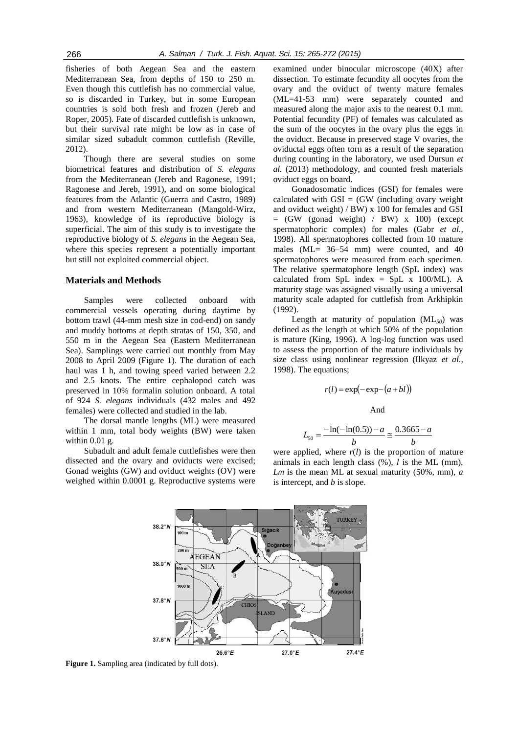fisheries of both Aegean Sea and the eastern Mediterranean Sea, from depths of 150 to 250 m. Even though this cuttlefish has no commercial value, so is discarded in Turkey, but in some European countries is sold both fresh and frozen (Jereb and Roper, 2005). Fate of discarded cuttlefish is unknown, but their survival rate might be low as in case of similar sized subadult common cuttlefish (Reville, 2012).

Though there are several studies on some biometrical features and distribution of *S. elegans* from the Mediterranean (Jereb and Ragonese, 1991; Ragonese and Jereb, 1991), and on some biological features from the Atlantic (Guerra and Castro, 1989) and from western Mediterranean (Mangold-Wirz, 1963), knowledge of its reproductive biology is superficial. The aim of this study is to investigate the reproductive biology of *S. elegans* in the Aegean Sea, where this species represent a potentially important but still not exploited commercial object.

## Materials and Methods

Samples were collected onboard with commercial vessels operating during daytime by bottom trawl (44-mm mesh size in cod-end) on sandy and muddy bottoms at depth stratas of 150, 350, and 550 m in the Aegean Sea (Eastern Mediterranean Sea). Samplings were carried out monthly from May 2008 to April 2009 (Figure 1). The duration of each haul was 1 h, and towing speed varied between 2.2 and 2.5 knots. The entire cephalopod catch was preserved in 10% formalin solution onboard. A total of 924 *S. elegans* individuals (432 males and 492 females) were collected and studied in the lab.

The dorsal mantle lengths (ML) were measured within 1 mm, total body weights (BW) were taken within 0.01 g.

Subadult and adult female cuttlefishes were then dissected and the ovary and oviducts were excised; Gonad weights (GW) and oviduct weights (OV) were weighed within 0.0001 g. Reproductive systems were examined under binocular microscope (40X) after dissection. To estimate fecundity all oocytes from the ovary and the oviduct of twenty mature females (ML=41-53 mm) were separately counted and measured along the major axis to the nearest 0.1 mm. Potential fecundity (PF) of females was calculated as the sum of the oocytes in the ovary plus the eggs in the oviduct. Because in preserved stage V ovaries, the oviductal eggs often torn as a result of the separation during counting in the laboratory, we used Dursun *et al.* (2013) methodology, and counted fresh materials oviduct eggs on board.

Gonadosomatic indices (GSI) for females were calculated with GSI = (GW (including ovary weight and oviduct weight) / BW) x 100 for females and GSI = (GW (gonad weight) / BW) x 100) (except spermatophoric complex) for males (Gabr *et al.*, 1998). All spermatophores collected from 10 mature males (ML= 36–54 mm) were counted, and 40 spermatophores were measured from each specimen. The relative spermatophore length (SpL index) was calculated from SpL index = SpL x 100/ML). A maturity stage was assigned visually using a universal maturity scale adapted for cuttlefish from Arkhipkin (1992).

Length at maturity of population ($ML_{50}$) was defined as the length at which 50% of the population is mature (King, 1996). A log-log function was used to assess the proportion of the mature individuals by size class using nonlinear regression (Ilkyaz *et al.*, 1998). The equations;

$$r(l) = \exp(-\exp-(a+bl))$$

And

$$L_{50} = \frac{-\ln(-\ln(0.5)) - a}{b} \cong \frac{0.3665 - a}{b}$$

were applied, where $r(l)$ is the proportion of mature animals in each length class (%), $l$ is the ML (mm), $Lm$ is the mean ML at sexual maturity (50%, mm), $a$ is intercept, and $b$ is slope.

**Figure 1.** Sampling area (indicated by full dots).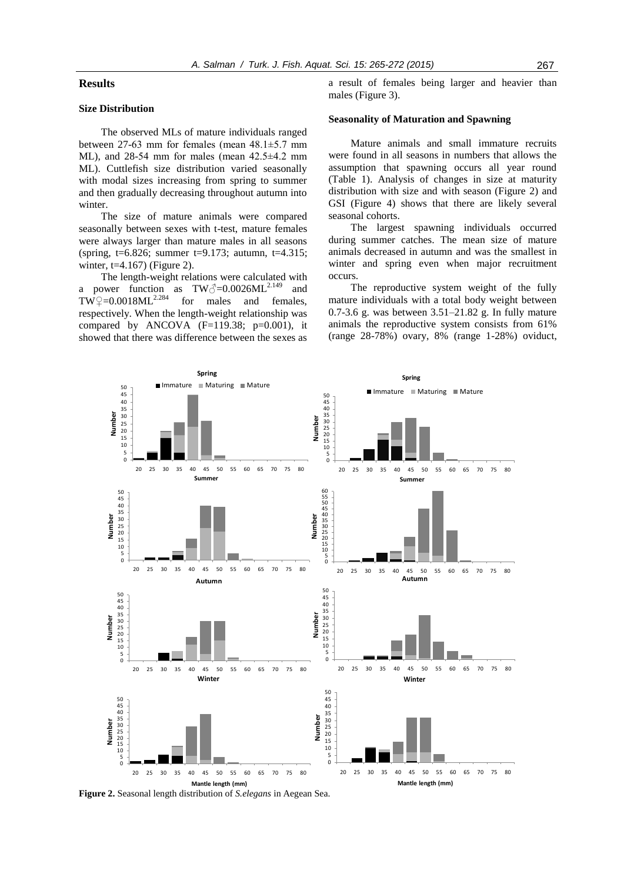## Results

### Size Distribution

The observed MLs of mature individuals ranged between 27-63 mm for females (mean 48.1±5.7 mm ML), and 28-54 mm for males (mean 42.5±4.2 mm ML). Cuttlefish size distribution varied seasonally with modal sizes increasing from spring to summer and then gradually decreasing throughout autumn into winter.

The size of mature animals were compared seasonally between sexes with t-test, mature females were always larger than mature males in all seasons (spring, t=6.826; summer t=9.173; autumn, t=4.315; winter, t=4.167) (Figure 2).

The length-weight relations were calculated with a power function as $TW♂=0.0026ML^{2.149}$ and $TW♀=0.0018ML^{2.284}$ for males and females, respectively. When the length-weight relationship was compared by ANCOVA (F=119.38; p=0.001), it showed that there was difference between the sexes as a result of females being larger and heavier than males (Figure 3).

### Seasonality of Maturation and Spawning

Mature animals and small immature recruits were found in all seasons in numbers that allows the assumption that spawning occurs all year round (Table 1). Analysis of changes in size at maturity distribution with size and with season (Figure 2) and GSI (Figure 4) shows that there are likely several seasonal cohorts.

The largest spawning individuals occurred during summer catches. The mean size of mature animals decreased in autumn and was the smallest in winter and spring even when major recruitment occurs.

The reproductive system weight of the fully mature individuals with a total body weight between 0.7-3.6 g. was between 3.51–21.82 g. In fully mature animals the reproductive system consists from 61% (range 28-78%) ovary, 8% (range 1-28%) oviduct,

**Figure 2.** Seasonal length distribution of *S.elegans* in Aegean Sea.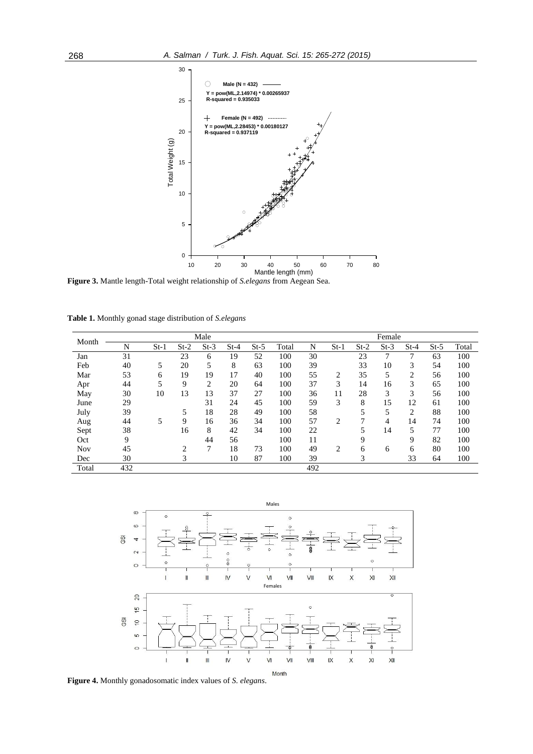**Figure 3.** Mantle length-Total weight relationship of *S.elegans* from Aegean Sea.

**Table 1.** Monthly gonad stage distribution of *S.elegans*

| Month | Male | | | | | | | Female | | | | | | |
|---|---|---|---|---|---|---|---|---|---|---|---|---|---|---|
| | N | St-1 | St-2 | St-3 | St-4 | St-5 | Total | N | St-1 | St-2 | St-3 | St-4 | St-5 | Total |
| Jan | 31 | | 23 | 6 | 19 | 52 | 100 | 30 | | 23 | 7 | 7 | 63 | 100 |
| Feb | 40 | 5 | 20 | 5 | 8 | 63 | 100 | 39 | | 33 | 10 | 3 | 54 | 100 |
| Mar | 53 | 6 | 19 | 19 | 17 | 40 | 100 | 55 | 2 | 35 | 5 | 2 | 56 | 100 |
| Apr | 44 | 5 | 9 | 2 | 20 | 64 | 100 | 37 | 3 | 14 | 16 | 3 | 65 | 100 |
| May | 30 | 10 | 13 | 13 | 37 | 27 | 100 | 36 | 11 | 28 | 3 | 3 | 56 | 100 |
| June | 29 | | | 31 | 24 | 45 | 100 | 59 | 3 | 8 | 15 | 12 | 61 | 100 |
| July | 39 | | 5 | 18 | 28 | 49 | 100 | 58 | | 5 | 5 | 2 | 88 | 100 |
| Aug | 44 | 5 | 9 | 16 | 36 | 34 | 100 | 57 | 2 | 7 | 4 | 14 | 74 | 100 |
| Sept | 38 | | 16 | 8 | 42 | 34 | 100 | 22 | | 5 | 14 | 5 | 77 | 100 |
| Oct | 9 | | | 44 | 56 | | 100 | 11 | | 9 | | 9 | 82 | 100 |
| Nov | 45 | | 2 | 7 | 18 | 73 | 100 | 49 | 2 | 6 | 6 | 6 | 80 | 100 |
| Dec | 30 | | 3 | | 10 | 87 | 100 | 39 | | 3 | | 33 | 64 | 100 |
| Total | 432 | | | | | | | 492 | | | | | | |

**Figure 4.** Monthly gonadosomatic index values of *S. elegans*.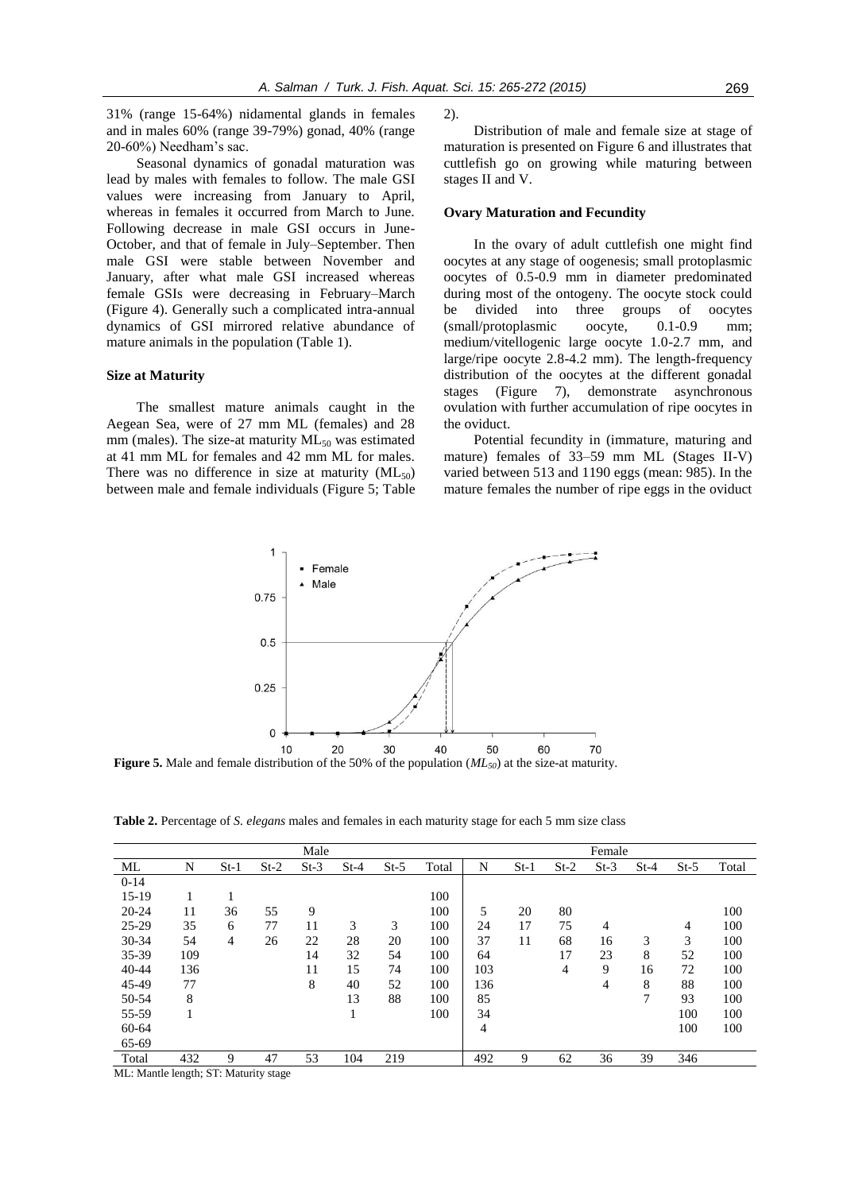31% (range 15-64%) nidamental glands in females and in males 60% (range 39-79%) gonad, 40% (range 20-60%) Needham's sac.

Seasonal dynamics of gonadal maturation was lead by males with females to follow. The male GSI values were increasing from January to April, whereas in females it occurred from March to June. Following decrease in male GSI occurs in June-October, and that of female in July–September. Then male GSI were stable between November and January, after what male GSI increased whereas female GSIs were decreasing in February–March (Figure 4). Generally such a complicated intra-annual dynamics of GSI mirrored relative abundance of mature animals in the population (Table 1).

### Size at Maturity

The smallest mature animals caught in the Aegean Sea, were of 27 mm ML (females) and 28 mm (males). The size-at maturity $ML_{50}$ was estimated at 41 mm ML for females and 42 mm ML for males. There was no difference in size at maturity ($ML_{50}$) between male and female individuals (Figure 5; Table 2).

Distribution of male and female size at stage of maturation is presented on Figure 6 and illustrates that cuttlefish go on growing while maturing between stages II and V.

### Ovary Maturation and Fecundity

In the ovary of adult cuttlefish one might find oocytes at any stage of oogenesis; small protoplasmic oocytes of 0.5-0.9 mm in diameter predominated during most of the ontogeny. The oocyte stock could be divided into three groups of oocytes (small/protoplasmic oocyte, 0.1-0.9 mm; medium/vitellogenic large oocyte 1.0-2.7 mm, and large/ripe oocyte 2.8-4.2 mm). The length-frequency distribution of the oocytes at the different gonadal stages (Figure 7), demonstrate asynchronous ovulation with further accumulation of ripe oocytes in the oviduct.

Potential fecundity in (immature, maturing and mature) females of 33–59 mm ML (Stages II-V) varied between 513 and 1190 eggs (mean: 985). In the mature females the number of ripe eggs in the oviduct

**Figure 5.** Male and female distribution of the 50% of the population ($ML_{50}$) at the size-at maturity.

**Table 2.** Percentage of *S. elegans* males and females in each maturity stage for each 5 mm size class

| | Male | | | | | | | Female | | | | | | |
|---|---|---|---|---|---|---|---|---|---|---|---|---|---|---|
| ML | N | St-1 | St-2 | St-3 | St-4 | St-5 | Total | N | St-1 | St-2 | St-3 | St-4 | St-5 | Total |
| 0-14 | | | | | | | | | | | | | | |
| 15-19 | 1 | 1 | | | | | 100 | | | | | | | |
| 20-24 | 11 | 36 | 55 | 9 | | | 100 | 5 | 20 | 80 | | | | 100 |
| 25-29 | 35 | 6 | 77 | 11 | 3 | 3 | 100 | 24 | 17 | 75 | 4 | | 4 | 100 |
| 30-34 | 54 | 4 | 26 | 22 | 28 | 20 | 100 | 37 | 11 | 68 | 16 | 3 | 3 | 100 |
| 35-39 | 109 | | | 14 | 32 | 54 | 100 | 64 | | 17 | 23 | 8 | 52 | 100 |
| 40-44 | 136 | | | 11 | 15 | 74 | 100 | 103 | | 4 | 9 | 16 | 72 | 100 |
| 45-49 | 77 | | | 8 | 40 | 52 | 100 | 136 | | | 4 | 8 | 88 | 100 |
| 50-54 | 8 | | | | 13 | 88 | 100 | 85 | | | | 7 | 93 | 100 |
| 55-59 | 1 | | | | 1 | | 100 | 34 | | | | | 100 | 100 |
| 60-64 | | | | | | | | 4 | | | | | 100 | 100 |
| 65-69 | | | | | | | | | | | | | | |
| Total | 432 | 9 | 47 | 53 | 104 | 219 | | 492 | 9 | 62 | 36 | 39 | 346 | |

ML: Mantle length; ST: Maturity stage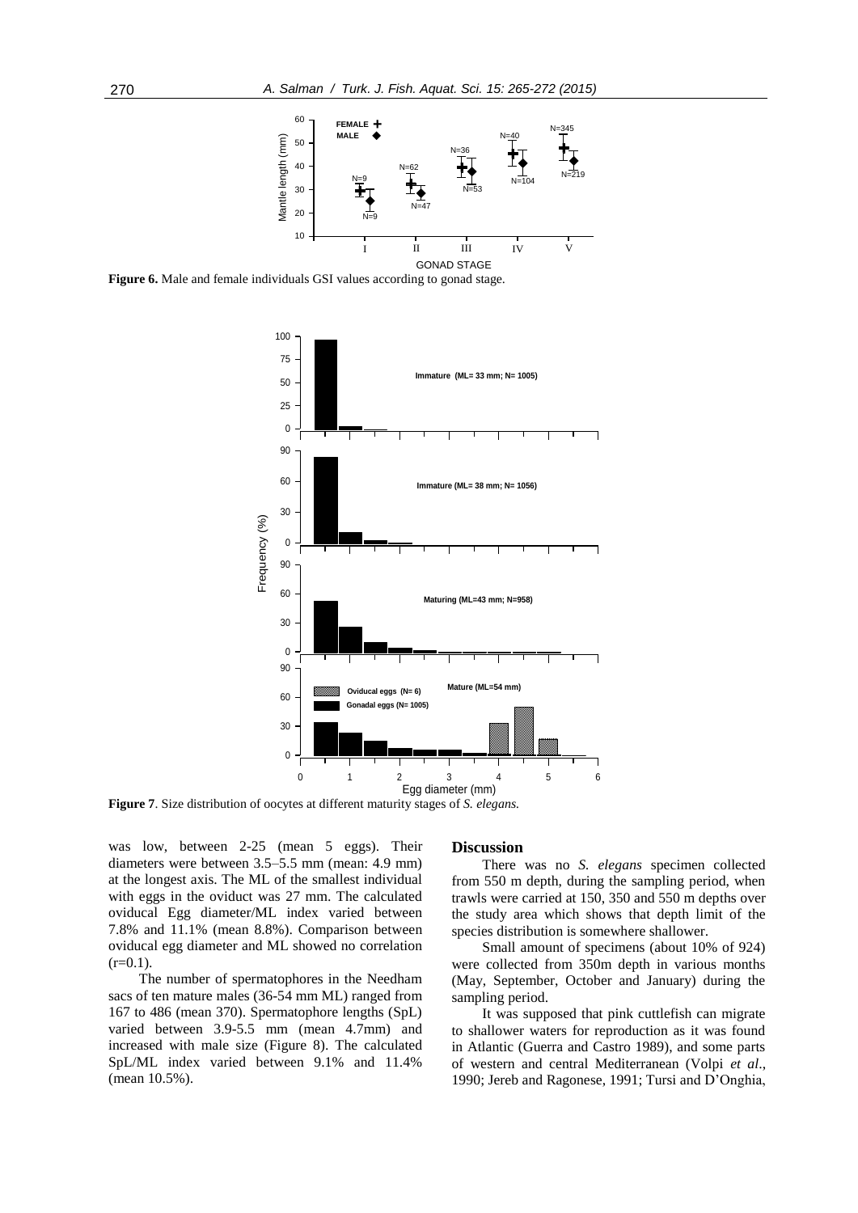**Figure 6.** Male and female individuals GSI values according to gonad stage.

**Figure 7**. Size distribution of oocytes at different maturity stages of *S. elegans.*

was low, between 2-25 (mean 5 eggs). Their diameters were between 3.5–5.5 mm (mean: 4.9 mm) at the longest axis. The ML of the smallest individual with eggs in the oviduct was 27 mm. The calculated oviducal Egg diameter/ML index varied between 7.8% and 11.1% (mean 8.8%). Comparison between oviducal egg diameter and ML showed no correlation (r=0.1).

The number of spermatophores in the Needham sacs of ten mature males (36-54 mm ML) ranged from 167 to 486 (mean 370). Spermatophore lengths (SpL) varied between 3.9-5.5 mm (mean 4.7mm) and increased with male size (Figure 8). The calculated SpL/ML index varied between 9.1% and 11.4% (mean 10.5%).

## Discussion

There was no *S. elegans* specimen collected from 550 m depth, during the sampling period, when trawls were carried at 150, 350 and 550 m depths over the study area which shows that depth limit of the species distribution is somewhere shallower.

Small amount of specimens (about 10% of 924) were collected from 350m depth in various months (May, September, October and January) during the sampling period.

It was supposed that pink cuttlefish can migrate to shallower waters for reproduction as it was found in Atlantic (Guerra and Castro 1989), and some parts of western and central Mediterranean (Volpi *et al*., 1990; Jereb and Ragonese, 1991; Tursi and D'Onghia,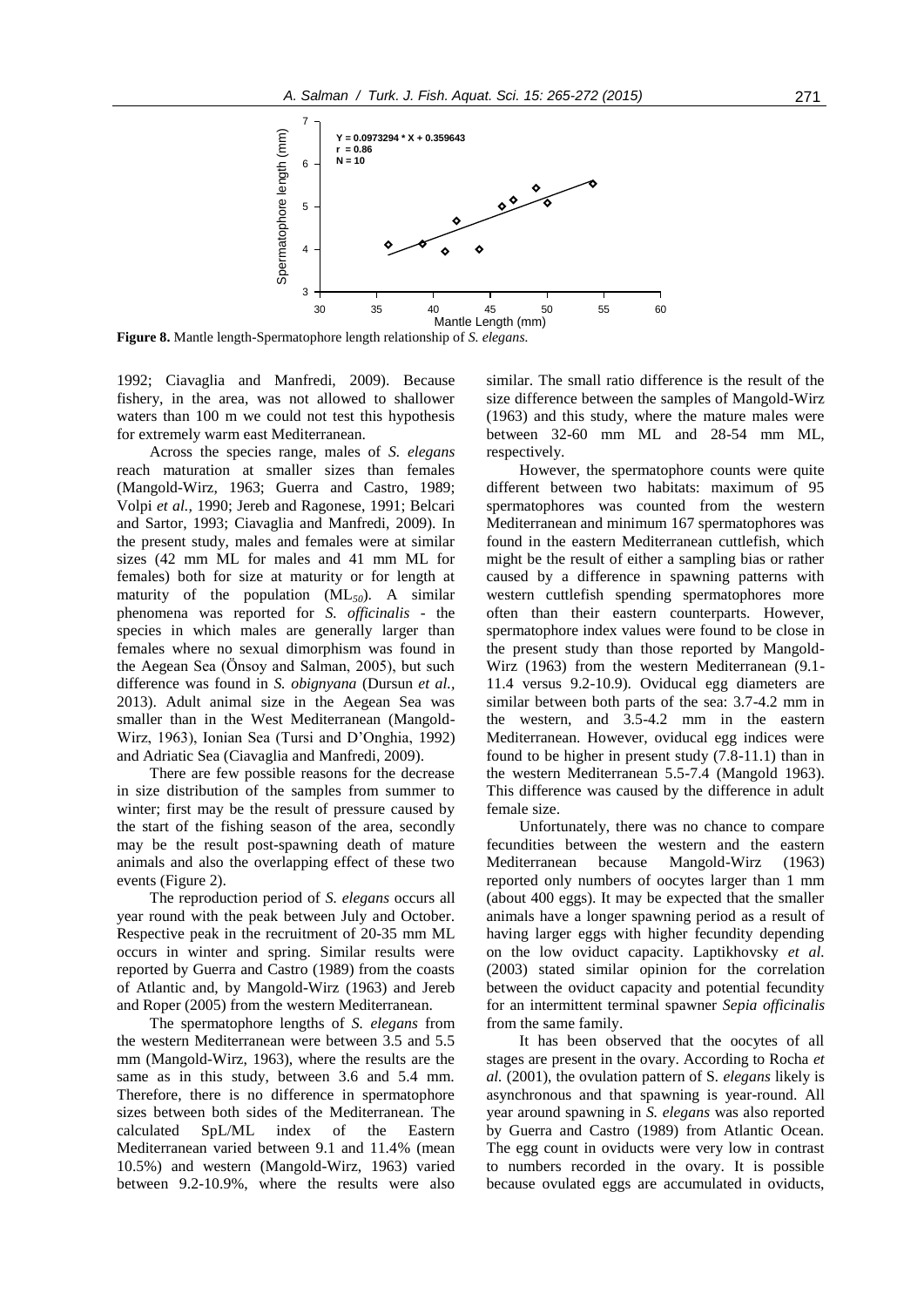**Figure 8.** Mantle length-Spermatophore length relationship of *S. elegans.*

1992; Ciavaglia and Manfredi, 2009). Because fishery, in the area, was not allowed to shallower waters than 100 m we could not test this hypothesis for extremely warm east Mediterranean.

Across the species range, males of *S. elegans* reach maturation at smaller sizes than females (Mangold-Wirz, 1963; Guerra and Castro, 1989; Volpi *et al.*, 1990; Jereb and Ragonese, 1991; Belcari and Sartor, 1993; Ciavaglia and Manfredi, 2009). In the present study, males and females were at similar sizes (42 mm ML for males and 41 mm ML for females) both for size at maturity or for length at maturity of the population ($ML_{50}$). A similar phenomena was reported for *S. officinalis* - the species in which males are generally larger than females where no sexual dimorphism was found in the Aegean Sea (Önsoy and Salman, 2005), but such difference was found in *S. obignyana* (Dursun *et al.*, 2013). Adult animal size in the Aegean Sea was smaller than in the West Mediterranean (Mangold-Wirz, 1963), Ionian Sea (Tursi and D'Onghia, 1992) and Adriatic Sea (Ciavaglia and Manfredi, 2009).

There are few possible reasons for the decrease in size distribution of the samples from summer to winter; first may be the result of pressure caused by the start of the fishing season of the area, secondly may be the result post-spawning death of mature animals and also the overlapping effect of these two events (Figure 2).

The reproduction period of *S. elegans* occurs all year round with the peak between July and October. Respective peak in the recruitment of 20-35 mm ML occurs in winter and spring. Similar results were reported by Guerra and Castro (1989) from the coasts of Atlantic and, by Mangold-Wirz (1963) and Jereb and Roper (2005) from the western Mediterranean.

The spermatophore lengths of *S. elegans* from the western Mediterranean were between 3.5 and 5.5 mm (Mangold-Wirz, 1963), where the results are the same as in this study, between 3.6 and 5.4 mm. Therefore, there is no difference in spermatophore sizes between both sides of the Mediterranean. The calculated SpL/ML index of the Eastern Mediterranean varied between 9.1 and 11.4% (mean 10.5%) and western (Mangold-Wirz, 1963) varied between 9.2-10.9%, where the results were also similar. The small ratio difference is the result of the size difference between the samples of Mangold-Wirz (1963) and this study, where the mature males were between 32-60 mm ML and 28-54 mm ML, respectively.

However, the spermatophore counts were quite different between two habitats: maximum of 95 spermatophores was counted from the western Mediterranean and minimum 167 spermatophores was found in the eastern Mediterranean cuttlefish, which might be the result of either a sampling bias or rather caused by a difference in spawning patterns with western cuttlefish spending spermatophores more often than their eastern counterparts. However, spermatophore index values were found to be close in the present study than those reported by Mangold-Wirz (1963) from the western Mediterranean (9.1-11.4 versus 9.2-10.9). Oviducal egg diameters are similar between both parts of the sea: 3.7-4.2 mm in the western, and 3.5-4.2 mm in the eastern Mediterranean. However, oviducal egg indices were found to be higher in present study (7.8-11.1) than in the western Mediterranean 5.5-7.4 (Mangold 1963). This difference was caused by the difference in adult female size.

Unfortunately, there was no chance to compare fecundities between the western and the eastern Mediterranean because Mangold-Wirz (1963) reported only numbers of oocytes larger than 1 mm (about 400 eggs). It may be expected that the smaller animals have a longer spawning period as a result of having larger eggs with higher fecundity depending on the low oviduct capacity. Laptikhovsky *et al.* (2003) stated similar opinion for the correlation between the oviduct capacity and potential fecundity for an intermittent terminal spawner *Sepia officinalis* from the same family.

It has been observed that the oocytes of all stages are present in the ovary. According to Rocha *et al.* (2001), the ovulation pattern of S. *elegans* likely is asynchronous and that spawning is year-round. All year around spawning in *S. elegans* was also reported by Guerra and Castro (1989) from Atlantic Ocean. The egg count in oviducts were very low in contrast to numbers recorded in the ovary. It is possible because ovulated eggs are accumulated in oviducts,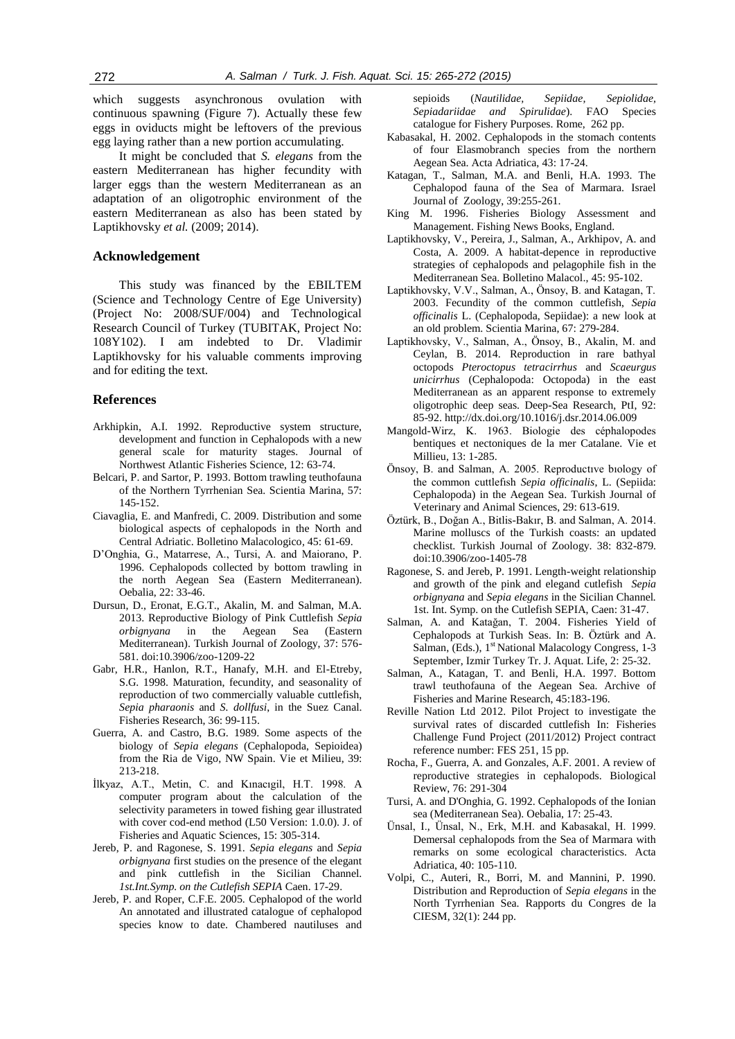which suggests asynchronous ovulation with continuous spawning (Figure 7). Actually these few eggs in oviducts might be leftovers of the previous egg laying rather than a new portion accumulating.

It might be concluded that *S. elegans* from the eastern Mediterranean has higher fecundity with larger eggs than the western Mediterranean as an adaptation of an oligotrophic environment of the eastern Mediterranean as also has been stated by Laptikhovsky *et al.* (2009; 2014).

## Acknowledgement

This study was financed by the EBILTEM (Science and Technology Centre of Ege University) (Project No: 2008/SUF/004) and Technological Research Council of Turkey (TUBITAK, Project No: 108Y102). I am indebted to Dr. Vladimir Laptikhovsky for his valuable comments improving and for editing the text.

## References

Arkhipkin, A.I. 1992. Reproductive system structure, development and function in Cephalopods with a new general scale for maturity stages. Journal of Northwest Atlantic Fisheries Science, 12: 63-74.

Belcari, P. and Sartor, P. 1993. Bottom trawling teuthofauna of the Northern Tyrrhenian Sea. Scientia Marina, 57: 145-152.

Ciavaglia, E. and Manfredi, C. 2009. Distribution and some biological aspects of cephalopods in the North and Central Adriatic. Bolletino Malacologico, 45: 61-69.

D'Onghia, G., Matarrese, A., Tursi, A. and Maiorano, P. 1996. Cephalopods collected by bottom trawling in the north Aegean Sea (Eastern Mediterranean). Oebalia, 22: 33-46.

Dursun, D., Eronat, E.G.T., Akalin, M. and Salman, M.A. 2013. Reproductive Biology of Pink Cuttlefish *Sepia orbignyana* in the Aegean Sea (Eastern Mediterranean). Turkish Journal of Zoology, 37: 576-581. doi:10.3906/zoo-1209-22

Gabr, H.R., Hanlon, R.T., Hanafy, M.H. and El-Etreby, S.G. 1998. Maturation, fecundity, and seasonality of reproduction of two commercially valuable cuttlefish, *Sepia pharaonis* and *S. dollfusi*, in the Suez Canal. Fisheries Research, 36: 99-115.

Guerra, A. and Castro, B.G. 1989. Some aspects of the biology of *Sepia elegans* (Cephalopoda, Sepioidea) from the Ria de Vigo, NW Spain. Vie et Milieu, 39: 213-218.

İlkyaz, A.T., Metin, C. and Kınacıgil, H.T. 1998. A computer program about the calculation of the selectivity parameters in towed fishing gear illustrated with cover cod-end method (L50 Version: 1.0.0). J. of Fisheries and Aquatic Sciences, 15: 305-314.

Jereb, P. and Ragonese, S. 1991. *Sepia elegans* and *Sepia orbignyana* first studies on the presence of the elegant and pink cuttlefish in the Sicilian Channel. *1st.Int.Symp. on the Cutlefish SEPIA* Caen. 17-29.

Jereb, P. and Roper, C.F.E. 2005. Cephalopod of the world An annotated and illustrated catalogue of cephalopod species know to date. Chambered nautiluses and sepioids (*Nautilidae, Sepiidae, Sepiolidae, Sepiadariidae and Spirulidae*). FAO Species catalogue for Fishery Purposes. Rome, 262 pp.

Kabasakal, H. 2002. Cephalopods in the stomach contents of four Elasmobranch species from the northern Aegean Sea. Acta Adriatica, 43: 17-24.

Katagan, T., Salman, M.A. and Benli, H.A. 1993. The Cephalopod fauna of the Sea of Marmara. Israel Journal of Zoology, 39:255-261.

King M. 1996. Fisheries Biology Assessment and Management. Fishing News Books, England.

Laptikhovsky, V., Pereira, J., Salman, A., Arkhipov, A. and Costa, A. 2009. A habitat-depence in reproductive strategies of cephalopods and pelagophile fish in the Mediterranean Sea. Bolletino Malacol., 45: 95-102.

Laptikhovsky, V.V., Salman, A., Önsoy, B. and Katagan, T. 2003. Fecundity of the common cuttlefish, *Sepia officinalis* L. (Cephalopoda, Sepiidae): a new look at an old problem. Scientia Marina, 67: 279-284.

Laptikhovsky, V., Salman, A., Önsoy, B., Akalin, M. and Ceylan, B. 2014. Reproduction in rare bathyal octopods *Pteroctopus tetracirrhus* and *Scaeurgus unicirrhus* (Cephalopoda: Octopoda) in the east Mediterranean as an apparent response to extremely oligotrophic deep seas. Deep-Sea Research, PtI, 92: 85-92. http://dx.doi.org/10.1016/j.dsr.2014.06.009

Mangold-Wirz, K. 1963. Biologie des céphalopodes bentiques et nectoniques de la mer Catalane. Vie et Millieu, 13: 1-285.

Önsoy, B. and Salman, A. 2005. Reproductıve bıology of the common cuttlefısh *Sepia officinalis*, L. (Sepiida: Cephalopoda) in the Aegean Sea. Turkish Journal of Veterinary and Animal Sciences, 29: 613-619.

Öztürk, B., Doğan A., Bitlis-Bakır, B. and Salman, A. 2014. Marine molluscs of the Turkish coasts: an updated checklist. Turkish Journal of Zoology. 38: 832-879. doi:10.3906/zoo-1405-78

Ragonese, S. and Jereb, P. 1991. Length-weight relationship and growth of the pink and elegand cutlefish *Sepia orbignyana* and *Sepia elegans* in the Sicilian Channel. 1st. Int. Symp. on the Cutlefish SEPIA, Caen: 31-47.

Salman, A. and Katağan, T. 2004. Fisheries Yield of Cephalopods at Turkish Seas. In: B. Öztürk and A. Salman, (Eds.), 1st National Malacology Congress, 1-3 September, Izmir Turkey Tr. J. Aquat. Life, 2: 25-32.

Salman, A., Katagan, T. and Benli, H.A. 1997. Bottom trawl teuthofauna of the Aegean Sea. Archive of Fisheries and Marine Research, 45:183-196.

Reville Nation Ltd 2012. Pilot Project to investigate the survival rates of discarded cuttlefish In: Fisheries Challenge Fund Project (2011/2012) Project contract reference number: FES 251, 15 pp.

Rocha, F., Guerra, A. and Gonzales, A.F. 2001. A review of reproductive strategies in cephalopods. Biological Review, 76: 291-304

Tursi, A. and D'Onghia, G. 1992. Cephalopods of the Ionian sea (Mediterranean Sea). Oebalia, 17: 25-43.

Ünsal, I., Ünsal, N., Erk, M.H. and Kabasakal, H. 1999. Demersal cephalopods from the Sea of Marmara with remarks on some ecological characteristics. Acta Adriatica, 40: 105-110.

Volpi, C., Auteri, R., Borri, M. and Mannini, P. 1990. Distribution and Reproduction of *Sepia elegans* in the North Tyrrhenian Sea. Rapports du Congres de la CIESM, 32(1): 244 pp.